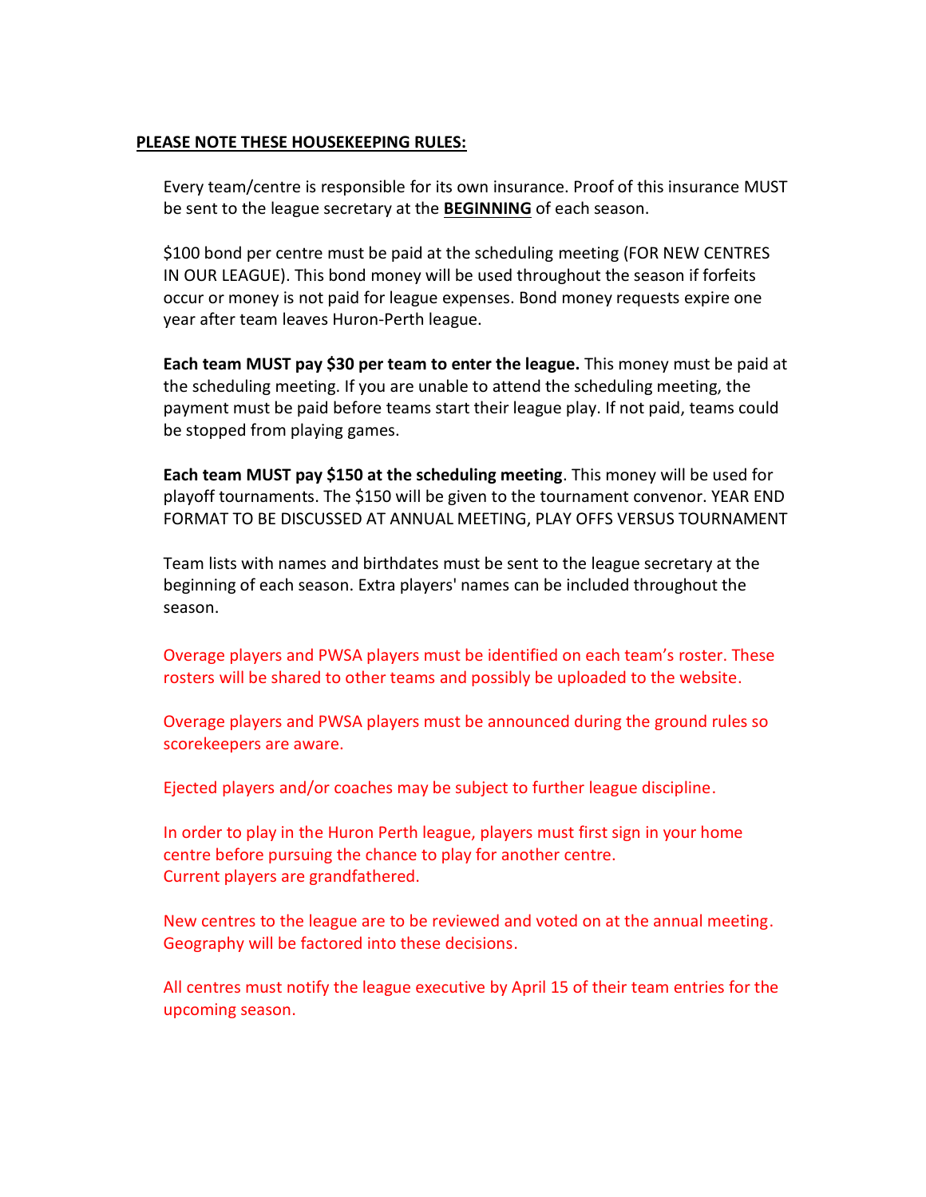**PLEASE NOTE THESE HOUSEKEEPING RULES:**

Every team/centre is responsible for its own insurance. Proof of this insurance MUST be sent to the league secretary at the **BEGINNING** of each season.

$100 bond per centre must be paid at the scheduling meeting (FOR NEW CENTRES IN OUR LEAGUE). This bond money will be used throughout the season if forfeits occur or money is not paid for league expenses. Bond money requests expire one year after team leaves Huron-Perth league.

**Each team MUST pay $30 per team to enter the league.** This money must be paid at the scheduling meeting. If you are unable to attend the scheduling meeting, the payment must be paid before teams start their league play. If not paid, teams could be stopped from playing games.

**Each team MUST pay $150 at the scheduling meeting**. This money will be used for playoff tournaments. The $150 will be given to the tournament convenor. YEAR END FORMAT TO BE DISCUSSED AT ANNUAL MEETING, PLAY OFFS VERSUS TOURNAMENT

Team lists with names and birthdates must be sent to the league secretary at the beginning of each season. Extra players' names can be included throughout the season.

Overage players and PWSA players must be identified on each team's roster. These rosters will be shared to other teams and possibly be uploaded to the website.

Overage players and PWSA players must be announced during the ground rules so scorekeepers are aware.

Ejected players and/or coaches may be subject to further league discipline.

In order to play in the Huron Perth league, players must first sign in your home centre before pursuing the chance to play for another centre.
Current players are grandfathered.

New centres to the league are to be reviewed and voted on at the annual meeting. Geography will be factored into these decisions.

All centres must notify the league executive by April 15 of their team entries for the upcoming season.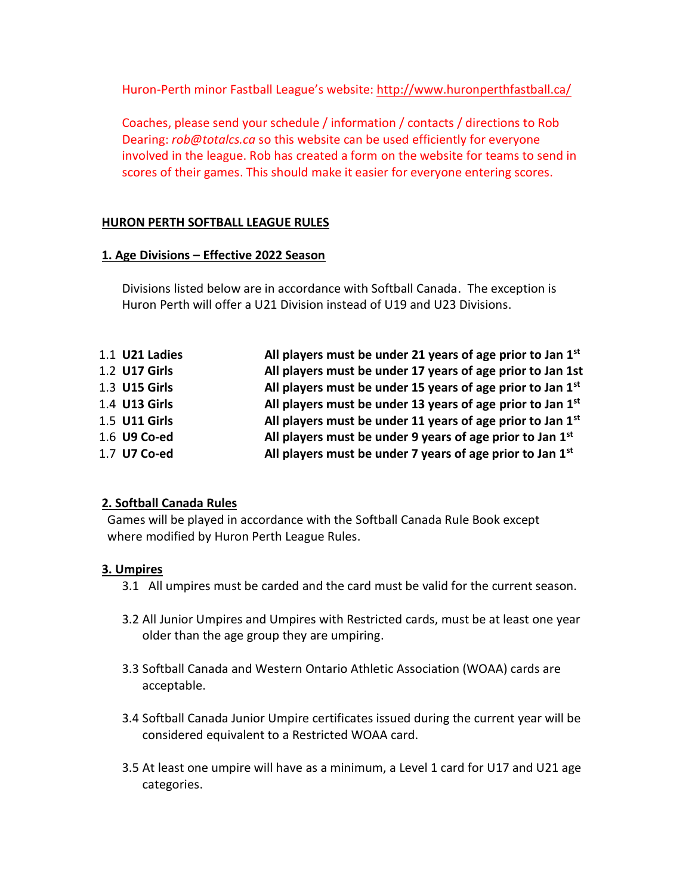Huron-Perth minor Fastball League's website: http://www.huronperthfastball.ca/

Coaches, please send your schedule / information / contacts / directions to Rob Dearing: *rob@totalcs.ca* so this website can be used efficiently for everyone involved in the league. Rob has created a form on the website for teams to send in scores of their games. This should make it easier for everyone entering scores.

## HURON PERTH SOFTBALL LEAGUE RULES

### 1. Age Divisions – Effective 2022 Season

Divisions listed below are in accordance with Softball Canada. The exception is Huron Perth will offer a U21 Division instead of U19 and U23 Divisions.

1.1 **U21 Ladies** — **All players must be under 21 years of age prior to Jan 1st**
1.2 **U17 Girls** — **All players must be under 17 years of age prior to Jan 1st**
1.3 **U15 Girls** — **All players must be under 15 years of age prior to Jan 1st**
1.4 **U13 Girls** — **All players must be under 13 years of age prior to Jan 1st**
1.5 **U11 Girls** — **All players must be under 11 years of age prior to Jan 1st**
1.6 **U9 Co-ed** — **All players must be under 9 years of age prior to Jan 1st**
1.7 **U7 Co-ed** — **All players must be under 7 years of age prior to Jan 1st**

### 2. Softball Canada Rules

Games will be played in accordance with the Softball Canada Rule Book except where modified by Huron Perth League Rules.

### 3. Umpires

3.1 All umpires must be carded and the card must be valid for the current season.

3.2 All Junior Umpires and Umpires with Restricted cards, must be at least one year older than the age group they are umpiring.

3.3 Softball Canada and Western Ontario Athletic Association (WOAA) cards are acceptable.

3.4 Softball Canada Junior Umpire certificates issued during the current year will be considered equivalent to a Restricted WOAA card.

3.5 At least one umpire will have as a minimum, a Level 1 card for U17 and U21 age categories.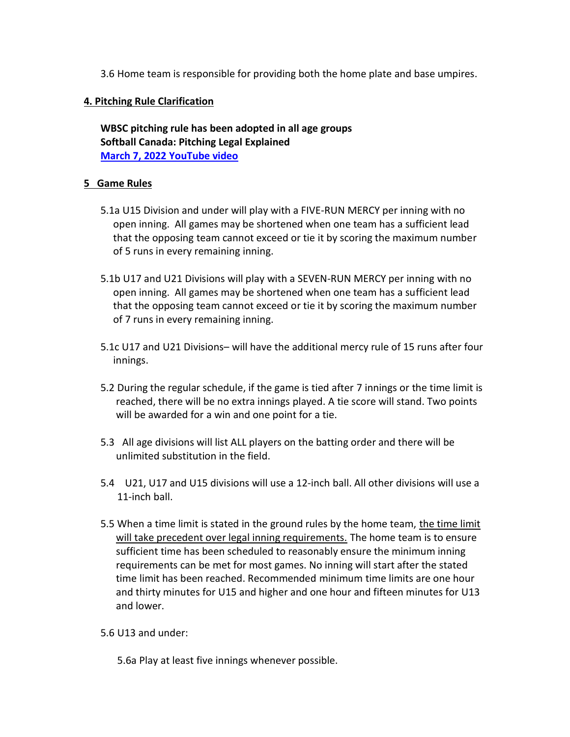3.6 Home team is responsible for providing both the home plate and base umpires.

## 4. Pitching Rule Clarification

**WBSC pitching rule has been adopted in all age groups**
**Softball Canada: Pitching Legal Explained**
**March 7, 2022 YouTube video**

## 5 Game Rules

5.1a U15 Division and under will play with a FIVE-RUN MERCY per inning with no open inning. All games may be shortened when one team has a sufficient lead that the opposing team cannot exceed or tie it by scoring the maximum number of 5 runs in every remaining inning.

5.1b U17 and U21 Divisions will play with a SEVEN-RUN MERCY per inning with no open inning. All games may be shortened when one team has a sufficient lead that the opposing team cannot exceed or tie it by scoring the maximum number of 7 runs in every remaining inning.

5.1c U17 and U21 Divisions– will have the additional mercy rule of 15 runs after four innings.

5.2 During the regular schedule, if the game is tied after 7 innings or the time limit is reached, there will be no extra innings played. A tie score will stand. Two points will be awarded for a win and one point for a tie.

5.3 All age divisions will list ALL players on the batting order and there will be unlimited substitution in the field.

5.4 U21, U17 and U15 divisions will use a 12-inch ball. All other divisions will use a 11-inch ball.

5.5 When a time limit is stated in the ground rules by the home team, the time limit will take precedent over legal inning requirements. The home team is to ensure sufficient time has been scheduled to reasonably ensure the minimum inning requirements can be met for most games. No inning will start after the stated time limit has been reached. Recommended minimum time limits are one hour and thirty minutes for U15 and higher and one hour and fifteen minutes for U13 and lower.

5.6 U13 and under:

5.6a Play at least five innings whenever possible.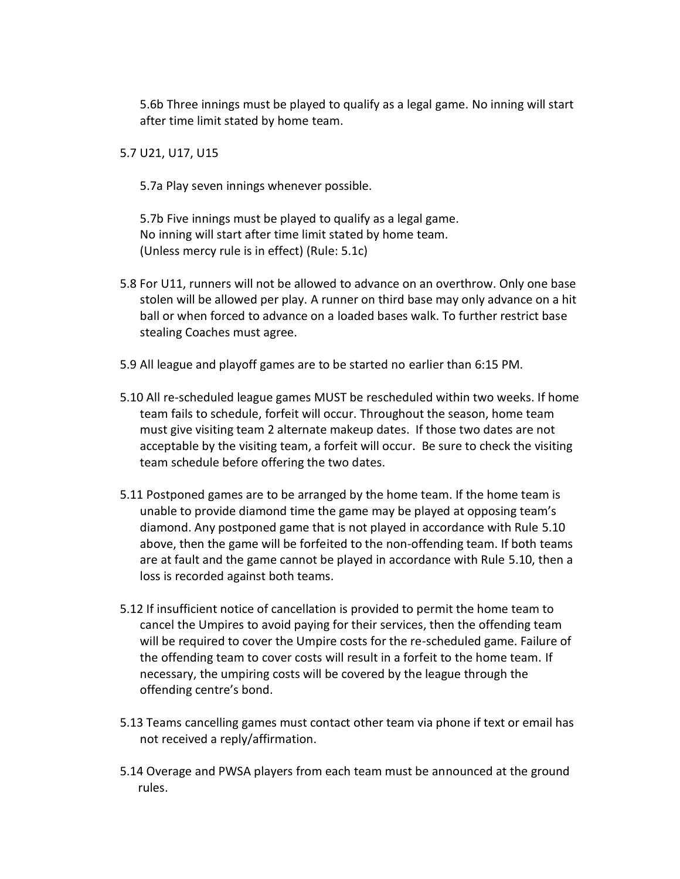5.6b Three innings must be played to qualify as a legal game. No inning will start after time limit stated by home team.

5.7 U21, U17, U15

5.7a Play seven innings whenever possible.

5.7b Five innings must be played to qualify as a legal game.
No inning will start after time limit stated by home team.
(Unless mercy rule is in effect) (Rule: 5.1c)

5.8 For U11, runners will not be allowed to advance on an overthrow. Only one base stolen will be allowed per play. A runner on third base may only advance on a hit ball or when forced to advance on a loaded bases walk. To further restrict base stealing Coaches must agree.

5.9 All league and playoff games are to be started no earlier than 6:15 PM.

5.10 All re-scheduled league games MUST be rescheduled within two weeks. If home team fails to schedule, forfeit will occur. Throughout the season, home team must give visiting team 2 alternate makeup dates. If those two dates are not acceptable by the visiting team, a forfeit will occur. Be sure to check the visiting team schedule before offering the two dates.

5.11 Postponed games are to be arranged by the home team. If the home team is unable to provide diamond time the game may be played at opposing team's diamond. Any postponed game that is not played in accordance with Rule 5.10 above, then the game will be forfeited to the non-offending team. If both teams are at fault and the game cannot be played in accordance with Rule 5.10, then a loss is recorded against both teams.

5.12 If insufficient notice of cancellation is provided to permit the home team to cancel the Umpires to avoid paying for their services, then the offending team will be required to cover the Umpire costs for the re-scheduled game. Failure of the offending team to cover costs will result in a forfeit to the home team. If necessary, the umpiring costs will be covered by the league through the offending centre's bond.

5.13 Teams cancelling games must contact other team via phone if text or email has not received a reply/affirmation.

5.14 Overage and PWSA players from each team must be announced at the ground rules.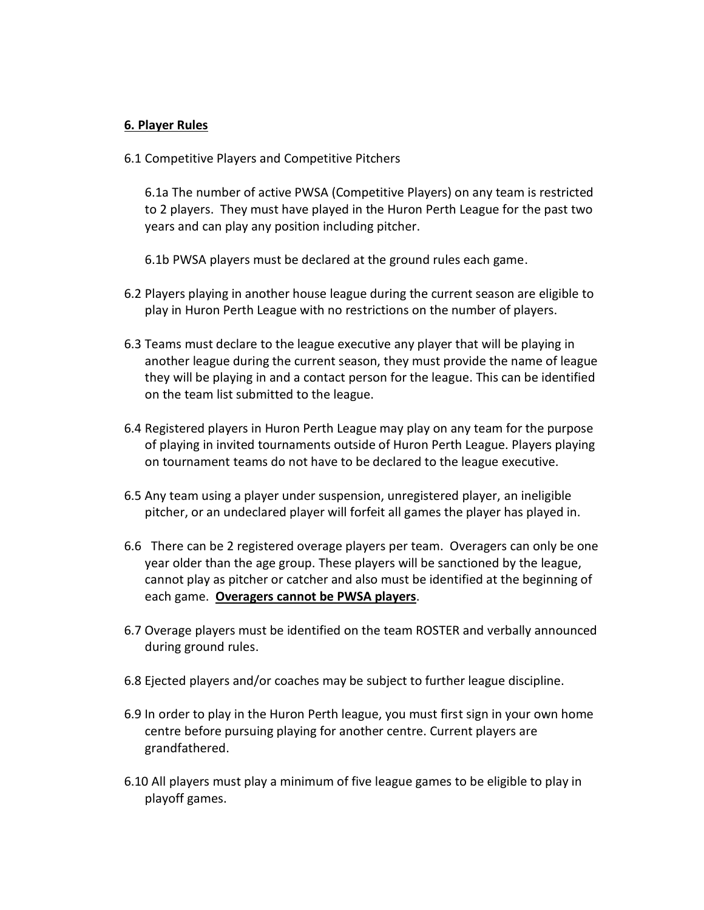## 6. Player Rules

6.1 Competitive Players and Competitive Pitchers

6.1a The number of active PWSA (Competitive Players) on any team is restricted to 2 players. They must have played in the Huron Perth League for the past two years and can play any position including pitcher.

6.1b PWSA players must be declared at the ground rules each game.

6.2 Players playing in another house league during the current season are eligible to play in Huron Perth League with no restrictions on the number of players.

6.3 Teams must declare to the league executive any player that will be playing in another league during the current season, they must provide the name of league they will be playing in and a contact person for the league. This can be identified on the team list submitted to the league.

6.4 Registered players in Huron Perth League may play on any team for the purpose of playing in invited tournaments outside of Huron Perth League. Players playing on tournament teams do not have to be declared to the league executive.

6.5 Any team using a player under suspension, unregistered player, an ineligible pitcher, or an undeclared player will forfeit all games the player has played in.

6.6 There can be 2 registered overage players per team. Overagers can only be one year older than the age group. These players will be sanctioned by the league, cannot play as pitcher or catcher and also must be identified at the beginning of each game. **Overagers cannot be PWSA players**.

6.7 Overage players must be identified on the team ROSTER and verbally announced during ground rules.

6.8 Ejected players and/or coaches may be subject to further league discipline.

6.9 In order to play in the Huron Perth league, you must first sign in your own home centre before pursuing playing for another centre. Current players are grandfathered.

6.10 All players must play a minimum of five league games to be eligible to play in playoff games.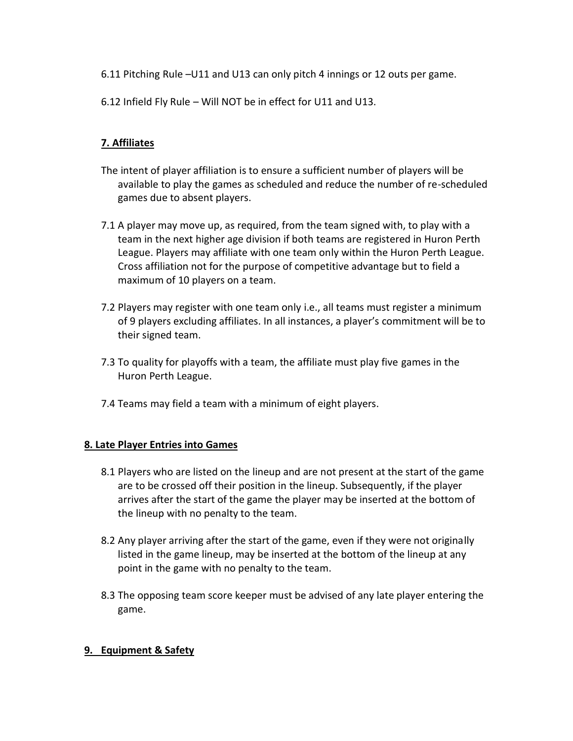6.11 Pitching Rule –U11 and U13 can only pitch 4 innings or 12 outs per game.

6.12 Infield Fly Rule – Will NOT be in effect for U11 and U13.

## 7. Affiliates

The intent of player affiliation is to ensure a sufficient number of players will be available to play the games as scheduled and reduce the number of re-scheduled games due to absent players.

7.1 A player may move up, as required, from the team signed with, to play with a team in the next higher age division if both teams are registered in Huron Perth League. Players may affiliate with one team only within the Huron Perth League. Cross affiliation not for the purpose of competitive advantage but to field a maximum of 10 players on a team.

7.2 Players may register with one team only i.e., all teams must register a minimum of 9 players excluding affiliates. In all instances, a player's commitment will be to their signed team.

7.3 To quality for playoffs with a team, the affiliate must play five games in the Huron Perth League.

7.4 Teams may field a team with a minimum of eight players.

## 8. Late Player Entries into Games

8.1 Players who are listed on the lineup and are not present at the start of the game are to be crossed off their position in the lineup. Subsequently, if the player arrives after the start of the game the player may be inserted at the bottom of the lineup with no penalty to the team.

8.2 Any player arriving after the start of the game, even if they were not originally listed in the game lineup, may be inserted at the bottom of the lineup at any point in the game with no penalty to the team.

8.3 The opposing team score keeper must be advised of any late player entering the game.

## 9. Equipment & Safety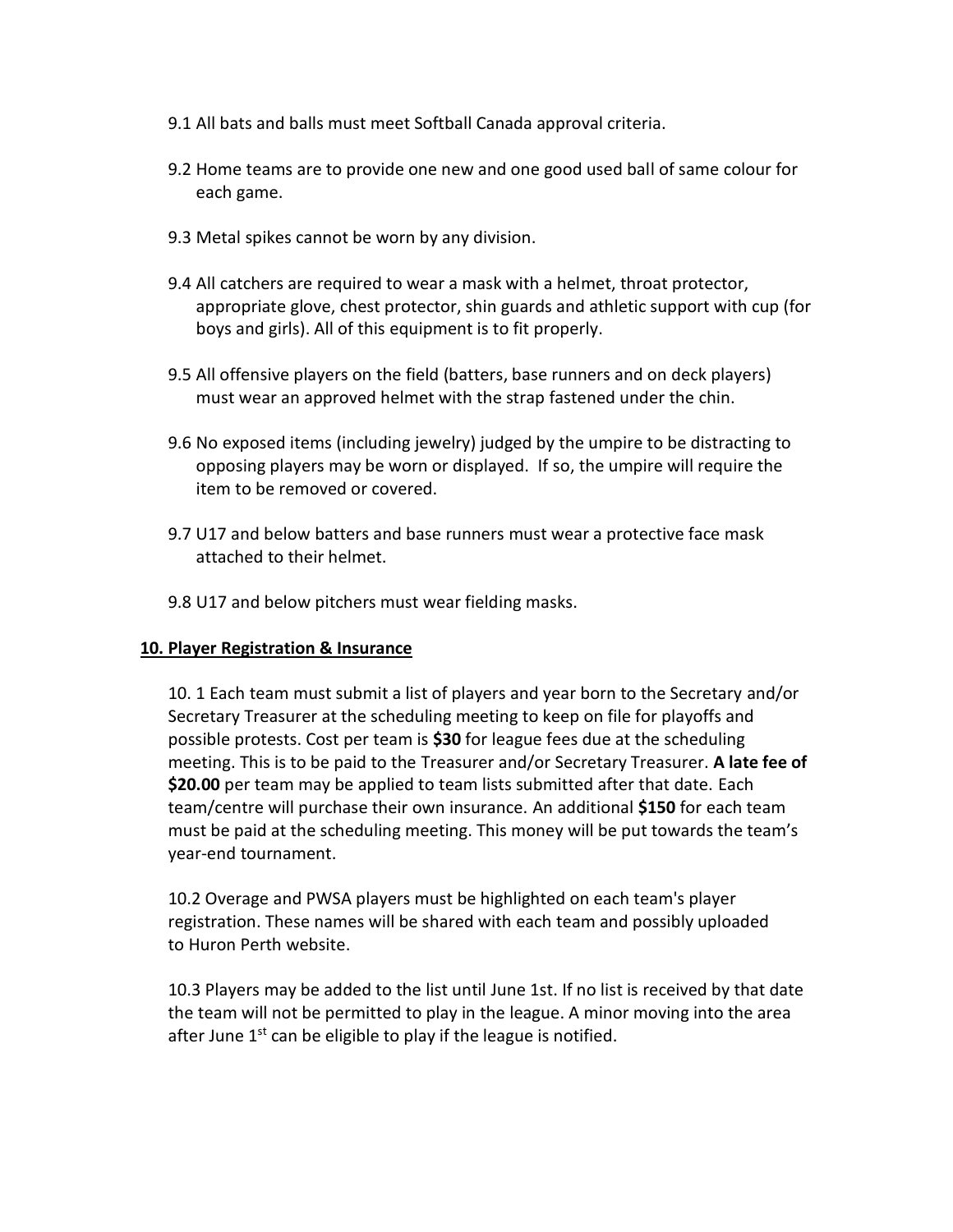9.1 All bats and balls must meet Softball Canada approval criteria.

9.2 Home teams are to provide one new and one good used ball of same colour for each game.

9.3 Metal spikes cannot be worn by any division.

9.4 All catchers are required to wear a mask with a helmet, throat protector, appropriate glove, chest protector, shin guards and athletic support with cup (for boys and girls). All of this equipment is to fit properly.

9.5 All offensive players on the field (batters, base runners and on deck players) must wear an approved helmet with the strap fastened under the chin.

9.6 No exposed items (including jewelry) judged by the umpire to be distracting to opposing players may be worn or displayed. If so, the umpire will require the item to be removed or covered.

9.7 U17 and below batters and base runners must wear a protective face mask attached to their helmet.

9.8 U17 and below pitchers must wear fielding masks.

## 10. Player Registration & Insurance

10. 1 Each team must submit a list of players and year born to the Secretary and/or Secretary Treasurer at the scheduling meeting to keep on file for playoffs and possible protests. Cost per team is **$30** for league fees due at the scheduling meeting. This is to be paid to the Treasurer and/or Secretary Treasurer. **A late fee of $20.00** per team may be applied to team lists submitted after that date. Each team/centre will purchase their own insurance. An additional **$150** for each team must be paid at the scheduling meeting. This money will be put towards the team's year-end tournament.

10.2 Overage and PWSA players must be highlighted on each team's player registration. These names will be shared with each team and possibly uploaded to Huron Perth website.

10.3 Players may be added to the list until June 1st. If no list is received by that date the team will not be permitted to play in the league. A minor moving into the area after June 1st can be eligible to play if the league is notified.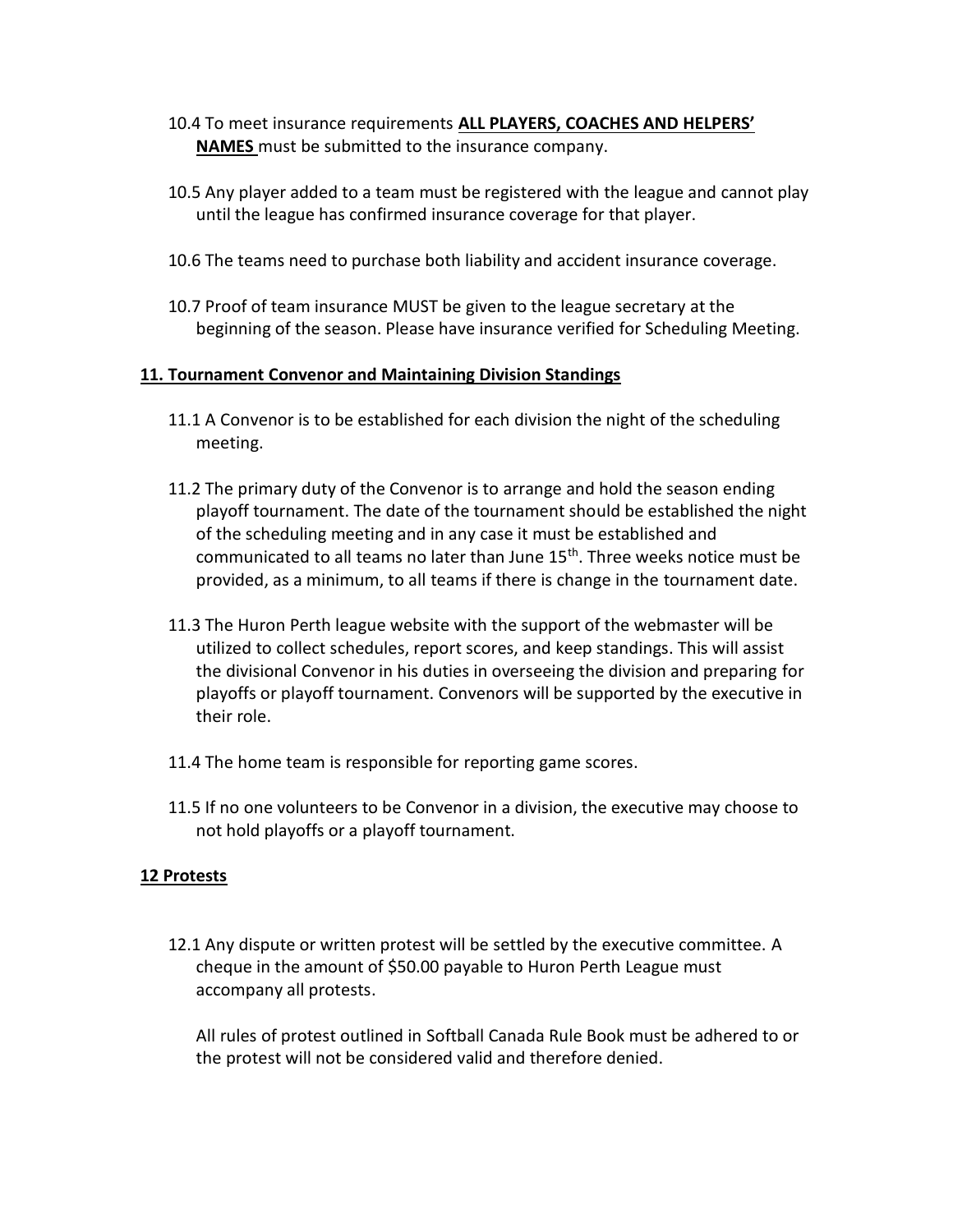10.4 To meet insurance requirements **ALL PLAYERS, COACHES AND HELPERS' NAMES** must be submitted to the insurance company.

10.5 Any player added to a team must be registered with the league and cannot play until the league has confirmed insurance coverage for that player.

10.6 The teams need to purchase both liability and accident insurance coverage.

10.7 Proof of team insurance MUST be given to the league secretary at the beginning of the season. Please have insurance verified for Scheduling Meeting.

## 11. Tournament Convenor and Maintaining Division Standings

11.1 A Convenor is to be established for each division the night of the scheduling meeting.

11.2 The primary duty of the Convenor is to arrange and hold the season ending playoff tournament. The date of the tournament should be established the night of the scheduling meeting and in any case it must be established and communicated to all teams no later than June 15th. Three weeks notice must be provided, as a minimum, to all teams if there is change in the tournament date.

11.3 The Huron Perth league website with the support of the webmaster will be utilized to collect schedules, report scores, and keep standings. This will assist the divisional Convenor in his duties in overseeing the division and preparing for playoffs or playoff tournament. Convenors will be supported by the executive in their role.

11.4 The home team is responsible for reporting game scores.

11.5 If no one volunteers to be Convenor in a division, the executive may choose to not hold playoffs or a playoff tournament.

## 12 Protests

12.1 Any dispute or written protest will be settled by the executive committee. A cheque in the amount of $50.00 payable to Huron Perth League must accompany all protests.

All rules of protest outlined in Softball Canada Rule Book must be adhered to or the protest will not be considered valid and therefore denied.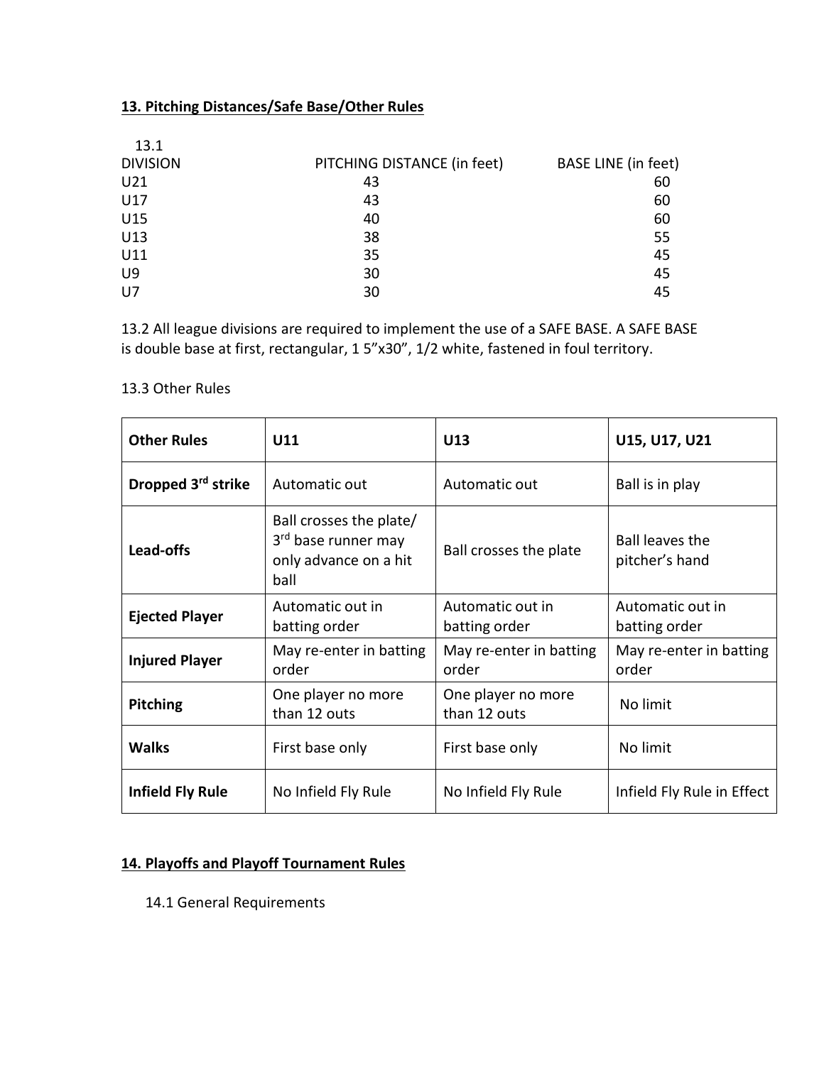## 13. Pitching Distances/Safe Base/Other Rules

13.1

| DIVISION | PITCHING DISTANCE (in feet) | BASE LINE (in feet) |
|---|---|---|
| U21 | 43 | 60 |
| U17 | 43 | 60 |
| U15 | 40 | 60 |
| U13 | 38 | 55 |
| U11 | 35 | 45 |
| U9 | 30 | 45 |
| U7 | 30 | 45 |

13.2 All league divisions are required to implement the use of a SAFE BASE. A SAFE BASE is double base at first, rectangular, 1 5"x30", 1/2 white, fastened in foul territory.

13.3 Other Rules

| Other Rules | U11 | U13 | U15, U17, U21 |
|---|---|---|---|
| Dropped 3rd strike | Automatic out | Automatic out | Ball is in play |
| Lead-offs | Ball crosses the plate/ 3rd base runner may only advance on a hit ball | Ball crosses the plate | Ball leaves the pitcher's hand |
| Ejected Player | Automatic out in batting order | Automatic out in batting order | Automatic out in batting order |
| Injured Player | May re-enter in batting order | May re-enter in batting order | May re-enter in batting order |
| Pitching | One player no more than 12 outs | One player no more than 12 outs | No limit |
| Walks | First base only | First base only | No limit |
| Infield Fly Rule | No Infield Fly Rule | No Infield Fly Rule | Infield Fly Rule in Effect |

## 14. Playoffs and Playoff Tournament Rules

14.1 General Requirements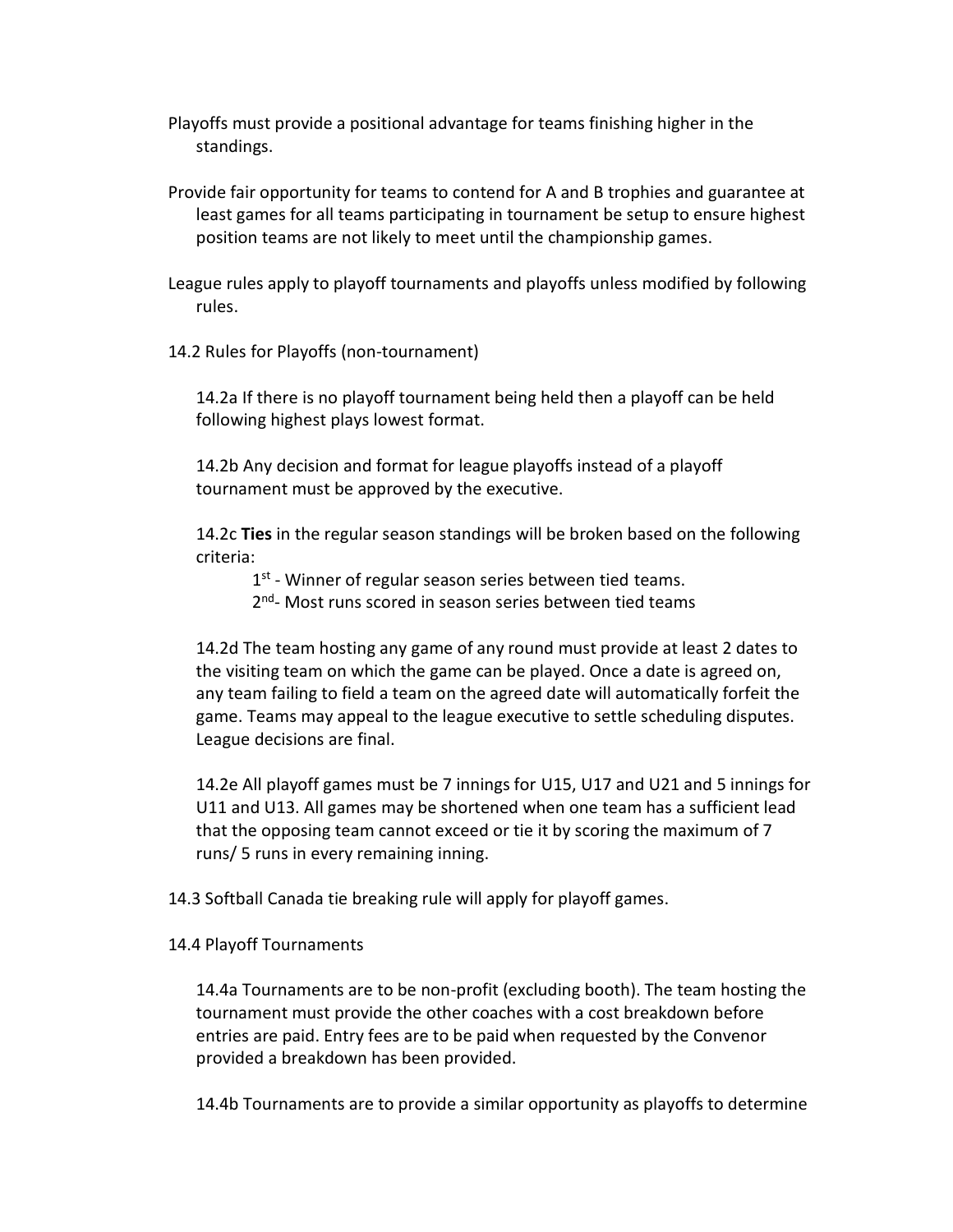Playoffs must provide a positional advantage for teams finishing higher in the standings.

Provide fair opportunity for teams to contend for A and B trophies and guarantee at least games for all teams participating in tournament be setup to ensure highest position teams are not likely to meet until the championship games.

League rules apply to playoff tournaments and playoffs unless modified by following rules.

14.2 Rules for Playoffs (non-tournament)

14.2a If there is no playoff tournament being held then a playoff can be held following highest plays lowest format.

14.2b Any decision and format for league playoffs instead of a playoff tournament must be approved by the executive.

14.2c **Ties** in the regular season standings will be broken based on the following criteria:

1st - Winner of regular season series between tied teams.
2nd- Most runs scored in season series between tied teams

14.2d The team hosting any game of any round must provide at least 2 dates to the visiting team on which the game can be played. Once a date is agreed on, any team failing to field a team on the agreed date will automatically forfeit the game. Teams may appeal to the league executive to settle scheduling disputes. League decisions are final.

14.2e All playoff games must be 7 innings for U15, U17 and U21 and 5 innings for U11 and U13. All games may be shortened when one team has a sufficient lead that the opposing team cannot exceed or tie it by scoring the maximum of 7 runs/ 5 runs in every remaining inning.

14.3 Softball Canada tie breaking rule will apply for playoff games.

14.4 Playoff Tournaments

14.4a Tournaments are to be non-profit (excluding booth). The team hosting the tournament must provide the other coaches with a cost breakdown before entries are paid. Entry fees are to be paid when requested by the Convenor provided a breakdown has been provided.

14.4b Tournaments are to provide a similar opportunity as playoffs to determine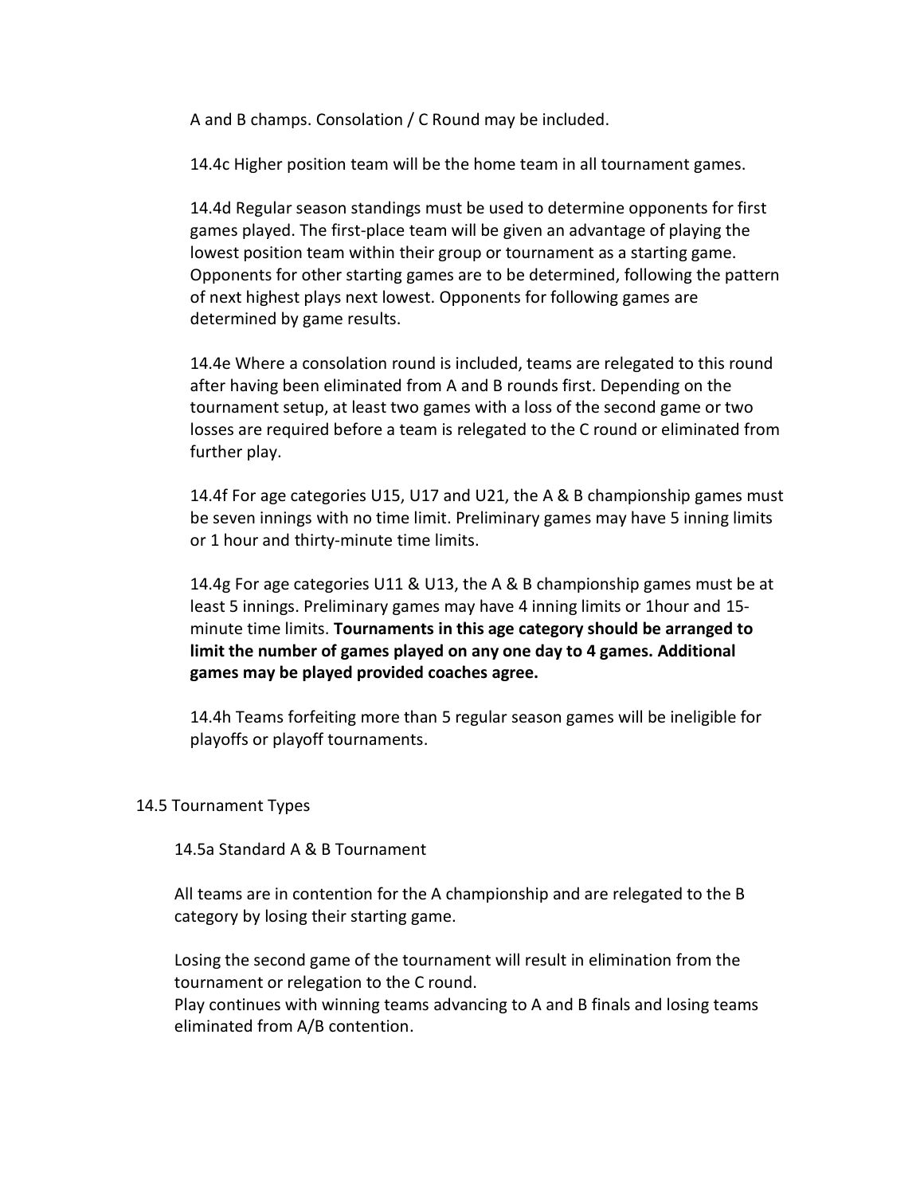A and B champs. Consolation / C Round may be included.

14.4c Higher position team will be the home team in all tournament games.

14.4d Regular season standings must be used to determine opponents for first games played. The first-place team will be given an advantage of playing the lowest position team within their group or tournament as a starting game. Opponents for other starting games are to be determined, following the pattern of next highest plays next lowest. Opponents for following games are determined by game results.

14.4e Where a consolation round is included, teams are relegated to this round after having been eliminated from A and B rounds first. Depending on the tournament setup, at least two games with a loss of the second game or two losses are required before a team is relegated to the C round or eliminated from further play.

14.4f For age categories U15, U17 and U21, the A & B championship games must be seven innings with no time limit. Preliminary games may have 5 inning limits or 1 hour and thirty-minute time limits.

14.4g For age categories U11 & U13, the A & B championship games must be at least 5 innings. Preliminary games may have 4 inning limits or 1hour and 15-minute time limits. **Tournaments in this age category should be arranged to limit the number of games played on any one day to 4 games. Additional games may be played provided coaches agree.**

14.4h Teams forfeiting more than 5 regular season games will be ineligible for playoffs or playoff tournaments.

## 14.5 Tournament Types

### 14.5a Standard A & B Tournament

All teams are in contention for the A championship and are relegated to the B category by losing their starting game.

Losing the second game of the tournament will result in elimination from the tournament or relegation to the C round.
Play continues with winning teams advancing to A and B finals and losing teams eliminated from A/B contention.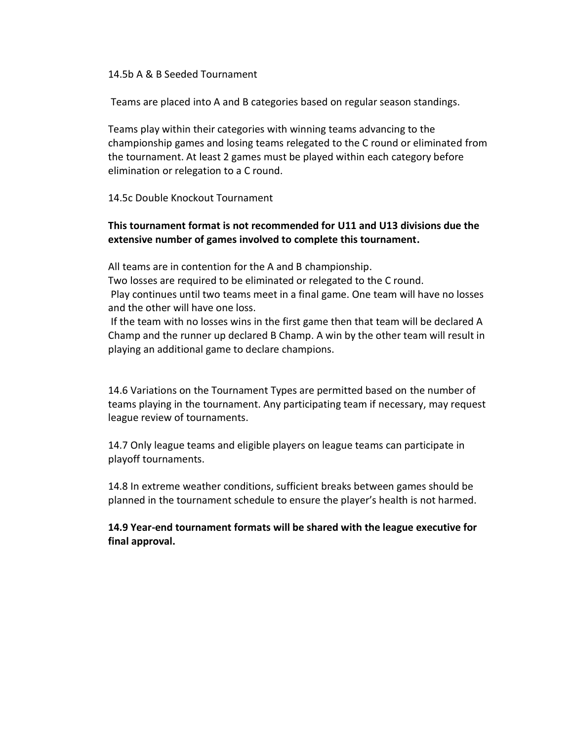14.5b A & B Seeded Tournament

Teams are placed into A and B categories based on regular season standings.

Teams play within their categories with winning teams advancing to the championship games and losing teams relegated to the C round or eliminated from the tournament. At least 2 games must be played within each category before elimination or relegation to a C round.

14.5c Double Knockout Tournament

**This tournament format is not recommended for U11 and U13 divisions due the extensive number of games involved to complete this tournament.**

All teams are in contention for the A and B championship.
Two losses are required to be eliminated or relegated to the C round.
Play continues until two teams meet in a final game. One team will have no losses and the other will have one loss.
If the team with no losses wins in the first game then that team will be declared A Champ and the runner up declared B Champ. A win by the other team will result in playing an additional game to declare champions.

14.6 Variations on the Tournament Types are permitted based on the number of teams playing in the tournament. Any participating team if necessary, may request league review of tournaments.

14.7 Only league teams and eligible players on league teams can participate in playoff tournaments.

14.8 In extreme weather conditions, sufficient breaks between games should be planned in the tournament schedule to ensure the player's health is not harmed.

**14.9 Year-end tournament formats will be shared with the league executive for final approval.**